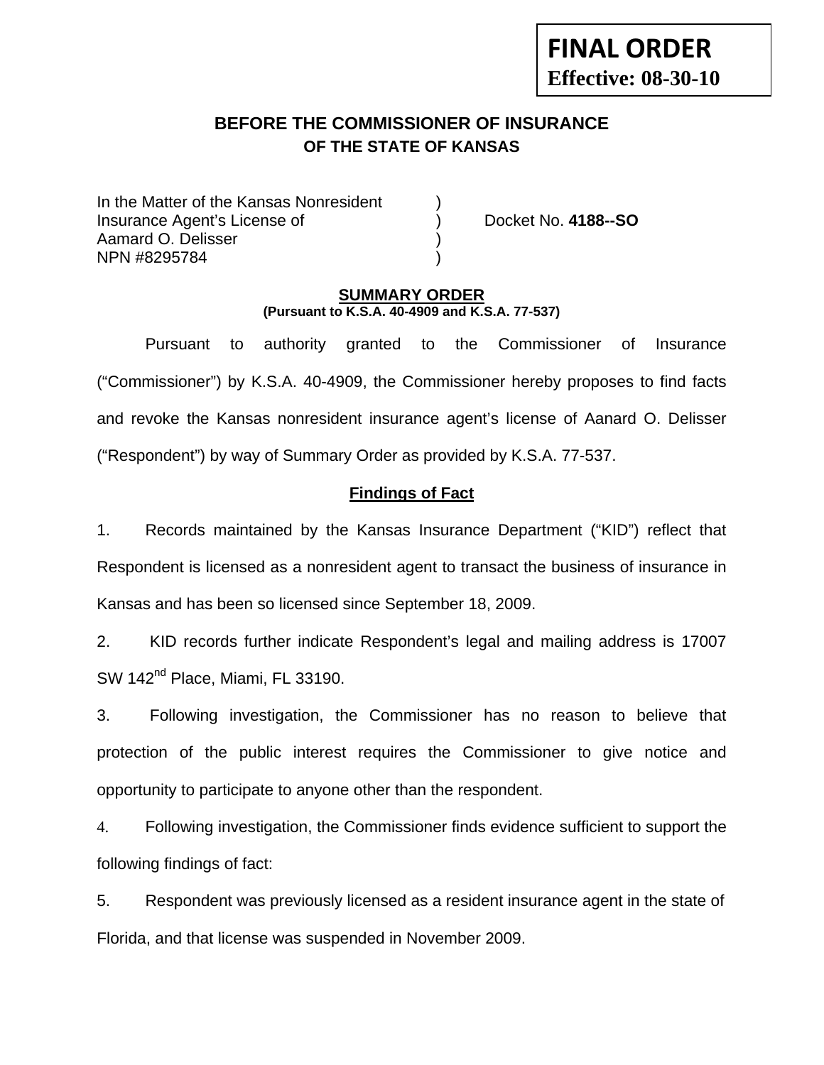**FINAL ORDER**
**Effective: 08-30-10**

# BEFORE THE COMMISSIONER OF INSURANCE
## OF THE STATE OF KANSAS

In the Matter of the Kansas Nonresident )
Insurance Agent's License of ) Docket No. **4188--SO**
Aamard O. Delisser )
NPN #8295784 )

### SUMMARY ORDER
**(Pursuant to K.S.A. 40-4909 and K.S.A. 77-537)**

Pursuant to authority granted to the Commissioner of Insurance ("Commissioner") by K.S.A. 40-4909, the Commissioner hereby proposes to find facts and revoke the Kansas nonresident insurance agent's license of Aanard O. Delisser ("Respondent") by way of Summary Order as provided by K.S.A. 77-537.

### Findings of Fact

1. Records maintained by the Kansas Insurance Department ("KID") reflect that Respondent is licensed as a nonresident agent to transact the business of insurance in Kansas and has been so licensed since September 18, 2009.

2. KID records further indicate Respondent's legal and mailing address is 17007 SW 142nd Place, Miami, FL 33190.

3. Following investigation, the Commissioner has no reason to believe that protection of the public interest requires the Commissioner to give notice and opportunity to participate to anyone other than the respondent.

4. Following investigation, the Commissioner finds evidence sufficient to support the following findings of fact:

5. Respondent was previously licensed as a resident insurance agent in the state of Florida, and that license was suspended in November 2009.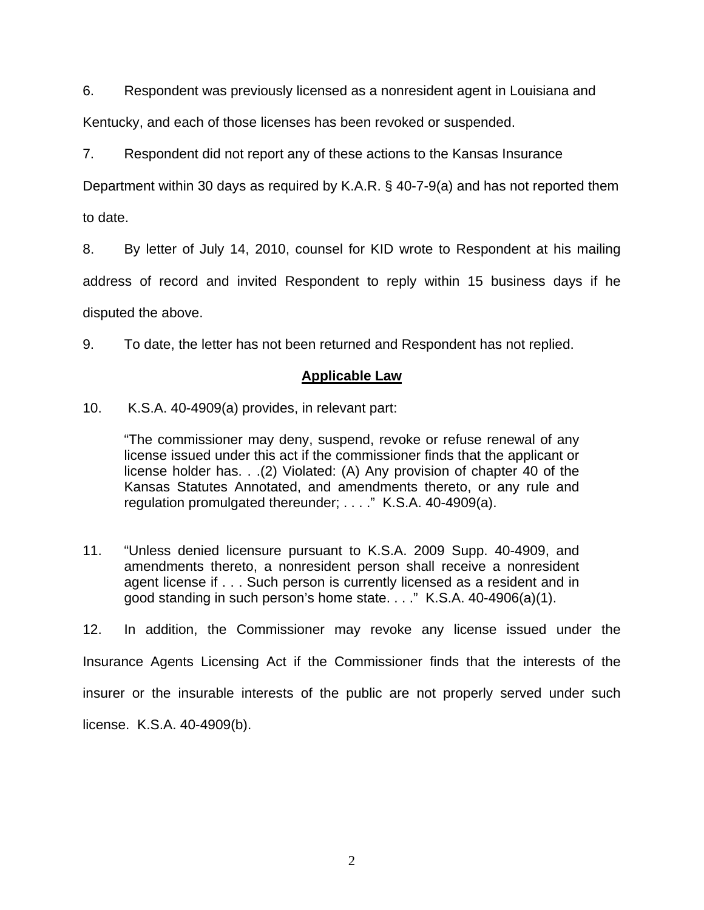6. Respondent was previously licensed as a nonresident agent in Louisiana and Kentucky, and each of those licenses has been revoked or suspended.

7. Respondent did not report any of these actions to the Kansas Insurance Department within 30 days as required by K.A.R. § 40-7-9(a) and has not reported them to date.

8. By letter of July 14, 2010, counsel for KID wrote to Respondent at his mailing address of record and invited Respondent to reply within 15 business days if he disputed the above.

9. To date, the letter has not been returned and Respondent has not replied.

## Applicable Law

10. K.S.A. 40-4909(a) provides, in relevant part:

> "The commissioner may deny, suspend, revoke or refuse renewal of any license issued under this act if the commissioner finds that the applicant or license holder has. . .(2) Violated: (A) Any provision of chapter 40 of the Kansas Statutes Annotated, and amendments thereto, or any rule and regulation promulgated thereunder; . . . ." K.S.A. 40-4909(a).

11. "Unless denied licensure pursuant to K.S.A. 2009 Supp. 40-4909, and amendments thereto, a nonresident person shall receive a nonresident agent license if . . . Such person is currently licensed as a resident and in good standing in such person's home state. . . ." K.S.A. 40-4906(a)(1).

12. In addition, the Commissioner may revoke any license issued under the Insurance Agents Licensing Act if the Commissioner finds that the interests of the insurer or the insurable interests of the public are not properly served under such license. K.S.A. 40-4909(b).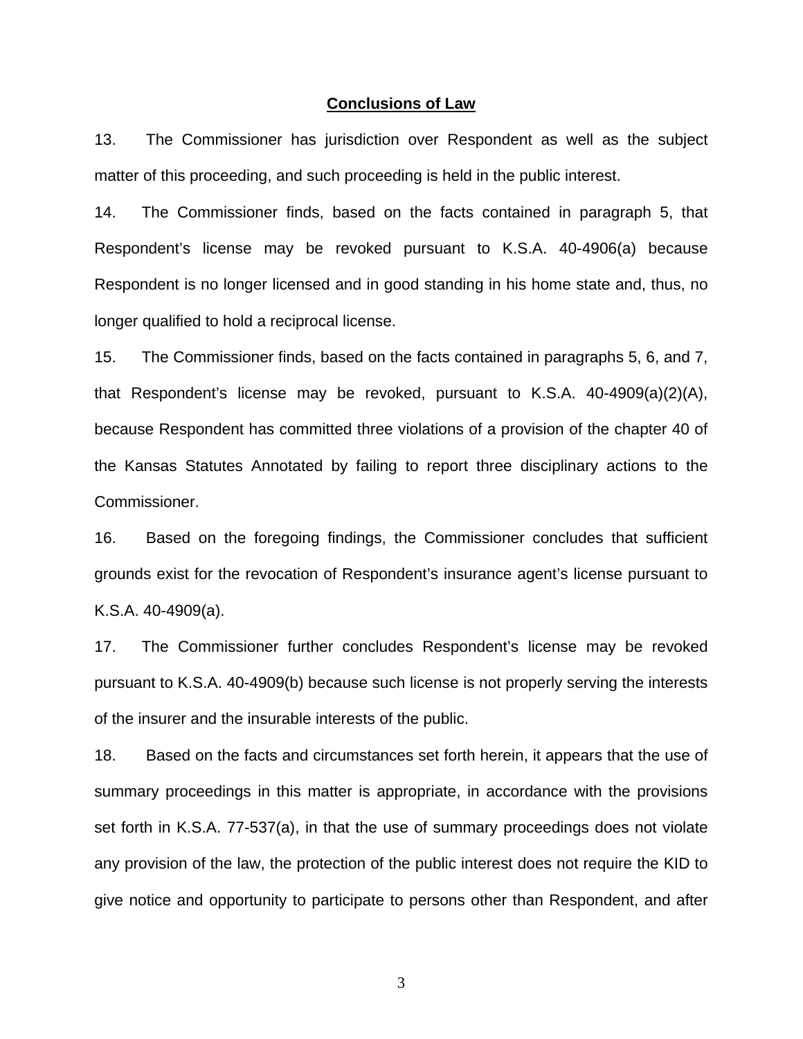## Conclusions of Law

13. The Commissioner has jurisdiction over Respondent as well as the subject matter of this proceeding, and such proceeding is held in the public interest.

14. The Commissioner finds, based on the facts contained in paragraph 5, that Respondent's license may be revoked pursuant to K.S.A. 40-4906(a) because Respondent is no longer licensed and in good standing in his home state and, thus, no longer qualified to hold a reciprocal license.

15. The Commissioner finds, based on the facts contained in paragraphs 5, 6, and 7, that Respondent's license may be revoked, pursuant to K.S.A. 40-4909(a)(2)(A), because Respondent has committed three violations of a provision of the chapter 40 of the Kansas Statutes Annotated by failing to report three disciplinary actions to the Commissioner.

16. Based on the foregoing findings, the Commissioner concludes that sufficient grounds exist for the revocation of Respondent's insurance agent's license pursuant to K.S.A. 40-4909(a).

17. The Commissioner further concludes Respondent's license may be revoked pursuant to K.S.A. 40-4909(b) because such license is not properly serving the interests of the insurer and the insurable interests of the public.

18. Based on the facts and circumstances set forth herein, it appears that the use of summary proceedings in this matter is appropriate, in accordance with the provisions set forth in K.S.A. 77-537(a), in that the use of summary proceedings does not violate any provision of the law, the protection of the public interest does not require the KID to give notice and opportunity to participate to persons other than Respondent, and after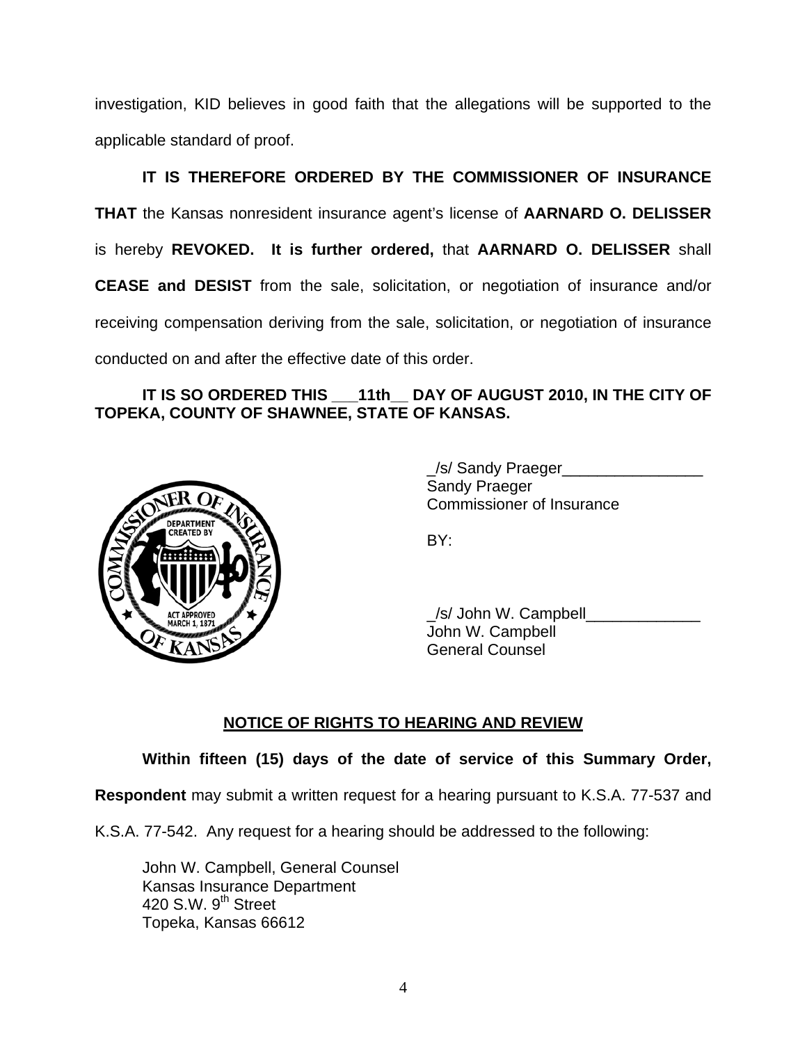investigation, KID believes in good faith that the allegations will be supported to the applicable standard of proof.

**IT IS THEREFORE ORDERED BY THE COMMISSIONER OF INSURANCE THAT** the Kansas nonresident insurance agent's license of **AARNARD O. DELISSER** is hereby **REVOKED. It is further ordered,** that **AARNARD O. DELISSER** shall **CEASE and DESIST** from the sale, solicitation, or negotiation of insurance and/or receiving compensation deriving from the sale, solicitation, or negotiation of insurance conducted on and after the effective date of this order.

**IT IS SO ORDERED THIS ___11th__ DAY OF AUGUST 2010, IN THE CITY OF TOPEKA, COUNTY OF SHAWNEE, STATE OF KANSAS.**

_/s/ Sandy Praeger________________
Sandy Praeger
Commissioner of Insurance

BY:

_/s/ John W. Campbell_____________
John W. Campbell
General Counsel

**NOTICE OF RIGHTS TO HEARING AND REVIEW**

**Within fifteen (15) days of the date of service of this Summary Order, Respondent** may submit a written request for a hearing pursuant to K.S.A. 77-537 and K.S.A. 77-542. Any request for a hearing should be addressed to the following:

John W. Campbell, General Counsel
Kansas Insurance Department
420 S.W. 9th Street
Topeka, Kansas 66612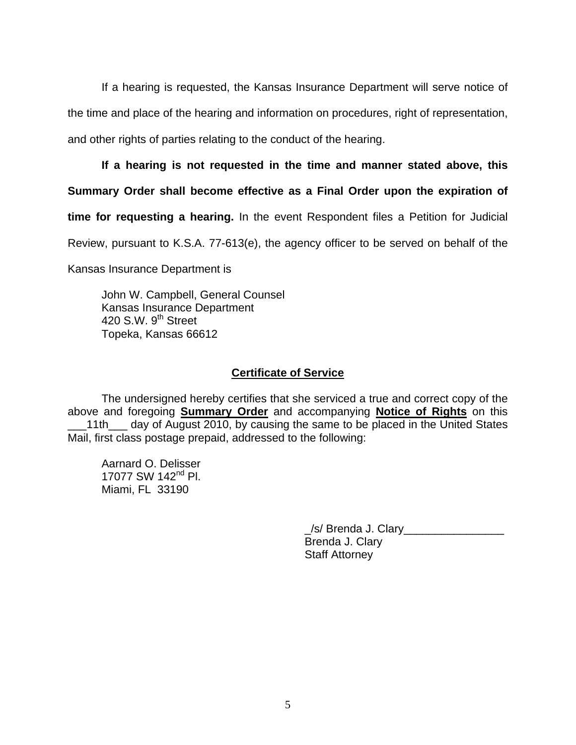If a hearing is requested, the Kansas Insurance Department will serve notice of the time and place of the hearing and information on procedures, right of representation, and other rights of parties relating to the conduct of the hearing.

**If a hearing is not requested in the time and manner stated above, this Summary Order shall become effective as a Final Order upon the expiration of time for requesting a hearing.** In the event Respondent files a Petition for Judicial Review, pursuant to K.S.A. 77-613(e), the agency officer to be served on behalf of the Kansas Insurance Department is

John W. Campbell, General Counsel
Kansas Insurance Department
420 S.W. 9th Street
Topeka, Kansas 66612

## Certificate of Service

The undersigned hereby certifies that she serviced a true and correct copy of the above and foregoing **Summary Order** and accompanying **Notice of Rights** on this ___11th___ day of August 2010, by causing the same to be placed in the United States Mail, first class postage prepaid, addressed to the following:

Aarnard O. Delisser
17077 SW 142nd Pl.
Miami, FL 33190

_/s/ Brenda J. Clary________________
Brenda J. Clary
Staff Attorney